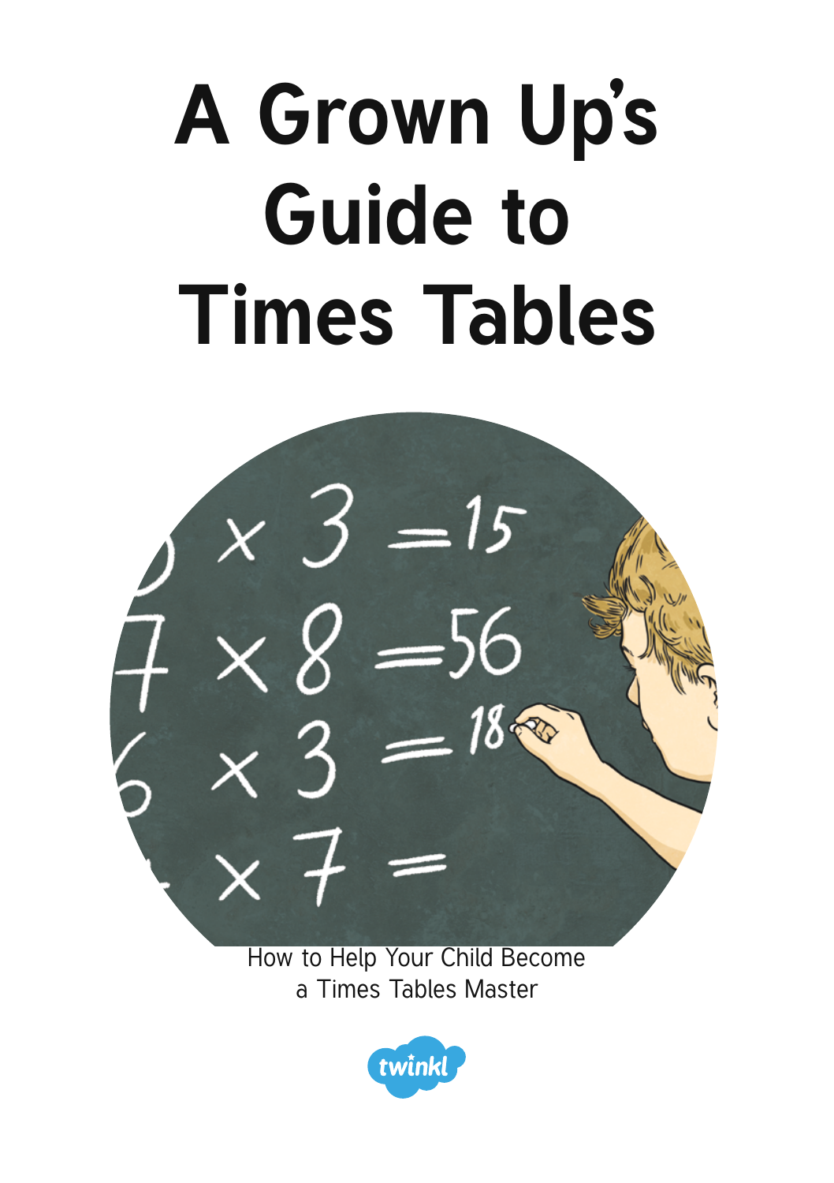# A Grown Up's Guide to Times Tables

How to Help Your Child Become a Times Tables Master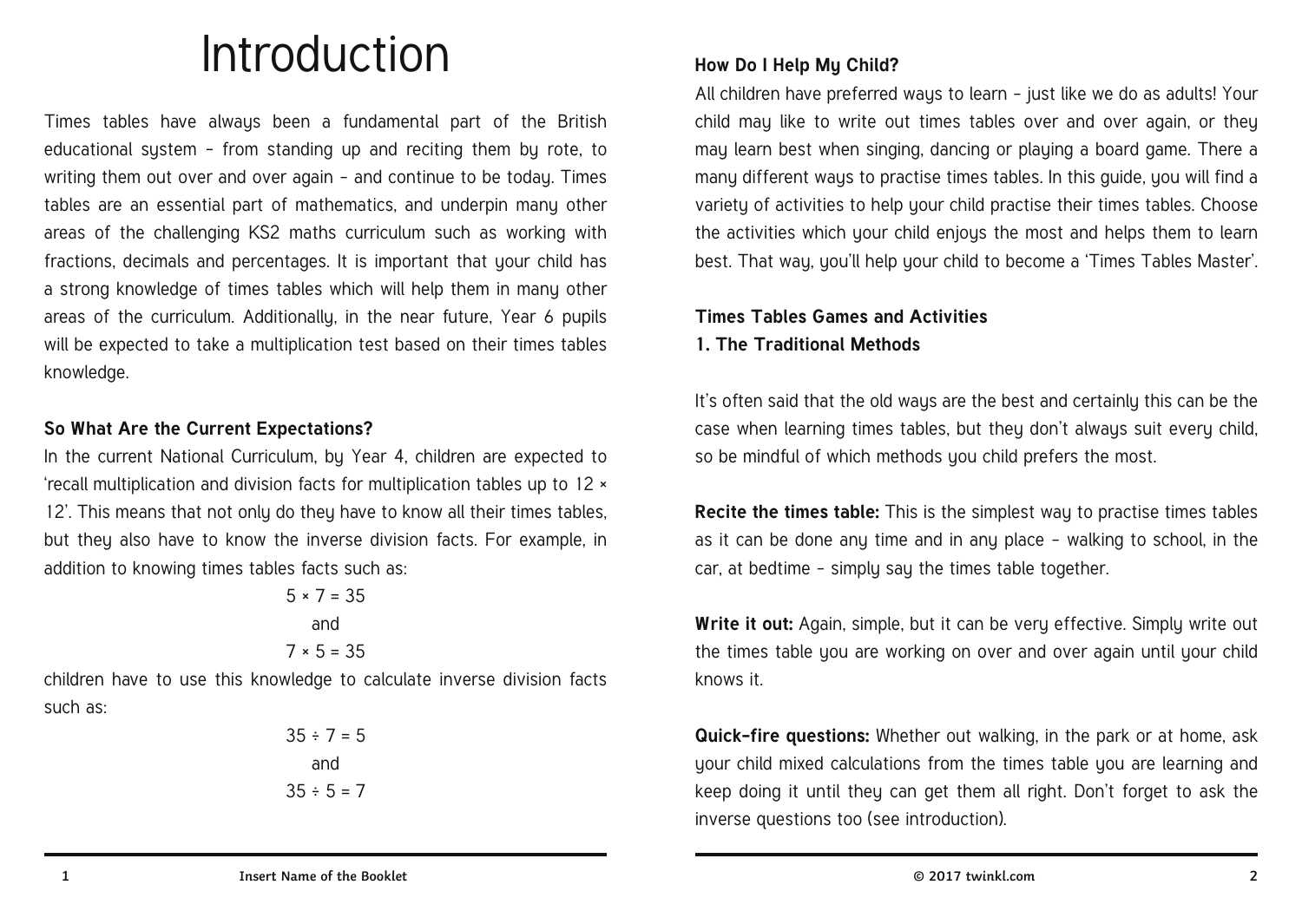# Introduction

Times tables have always been a fundamental part of the British educational system – from standing up and reciting them by rote, to writing them out over and over again – and continue to be today. Times tables are an essential part of mathematics, and underpin many other areas of the challenging KS2 maths curriculum such as working with fractions, decimals and percentages. It is important that your child has a strong knowledge of times tables which will help them in many other areas of the curriculum. Additionally, in the near future, Year 6 pupils will be expected to take a multiplication test based on their times tables knowledge.

### So What Are the Current Expectations?

In the current National Curriculum, by Year 4, children are expected to 'recall multiplication and division facts for multiplication tables up to 12 × 12'. This means that not only do they have to know all their times tables, but they also have to know the inverse division facts. For example, in addition to knowing times tables facts such as:

$$5 \times 7 = 35$$

and

$$7 \times 5 = 35$$

children have to use this knowledge to calculate inverse division facts such as:

$$35 \div 7 = 5$$

and

$$35 \div 5 = 7$$

### How Do I Help My Child?

All children have preferred ways to learn – just like we do as adults! Your child may like to write out times tables over and over again, or they may learn best when singing, dancing or playing a board game. There a many different ways to practise times tables. In this guide, you will find a variety of activities to help your child practise their times tables. Choose the activities which your child enjoys the most and helps them to learn best. That way, you'll help your child to become a 'Times Tables Master'.

### Times Tables Games and Activities

### 1. The Traditional Methods

It's often said that the old ways are the best and certainly this can be the case when learning times tables, but they don't always suit every child, so be mindful of which methods you child prefers the most.

**Recite the times table:** This is the simplest way to practise times tables as it can be done any time and in any place – walking to school, in the car, at bedtime – simply say the times table together.

**Write it out:** Again, simple, but it can be very effective. Simply write out the times table you are working on over and over again until your child knows it.

**Quick-fire questions:** Whether out walking, in the park or at home, ask your child mixed calculations from the times table you are learning and keep doing it until they can get them all right. Don't forget to ask the inverse questions too (see introduction).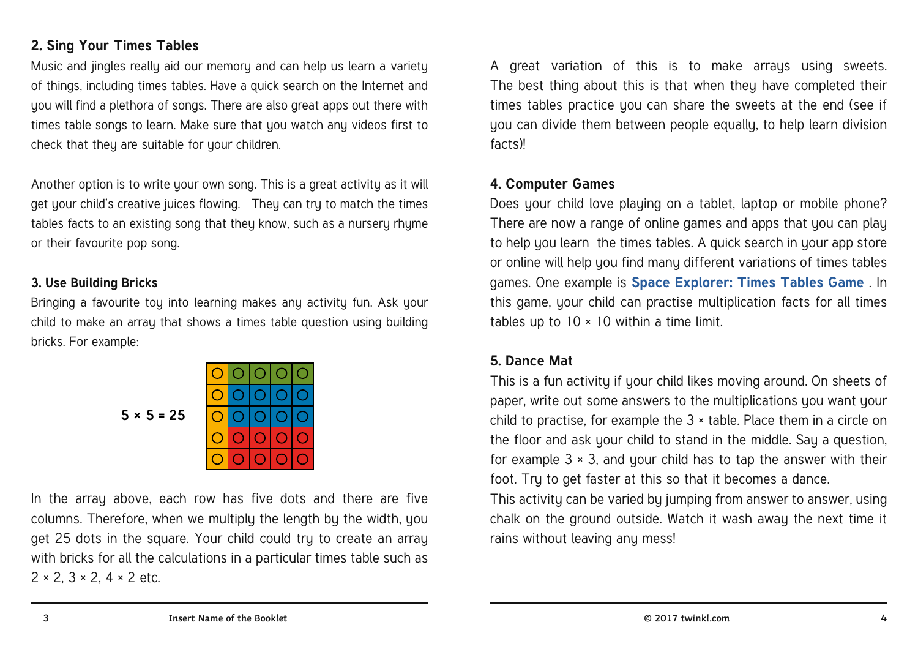## 2. Sing Your Times Tables

Music and jingles really aid our memory and can help us learn a variety of things, including times tables. Have a quick search on the Internet and you will find a plethora of songs. There are also great apps out there with times table songs to learn. Make sure that you watch any videos first to check that they are suitable for your children.

Another option is to write your own song. This is a great activity as it will get your child's creative juices flowing. They can try to match the times tables facts to an existing song that they know, such as a nursery rhyme or their favourite pop song.

## 3. Use Building Bricks

Bringing a favourite toy into learning makes any activity fun. Ask your child to make an array that shows a times table question using building bricks. For example:

**5 × 5 = 25**

In the array above, each row has five dots and there are five columns. Therefore, when we multiply the length by the width, you get 25 dots in the square. Your child could try to create an array with bricks for all the calculations in a particular times table such as 2 × 2, 3 × 2, 4 × 2 etc.

A great variation of this is to make arrays using sweets. The best thing about this is that when they have completed their times tables practice you can share the sweets at the end (see if you can divide them between people equally, to help learn division facts)!

## 4. Computer Games

Does your child love playing on a tablet, laptop or mobile phone? There are now a range of online games and apps that you can play to help you learn the times tables. A quick search in your app store or online will help you find many different variations of times tables games. One example is **Space Explorer: Times Tables Game** . In this game, your child can practise multiplication facts for all times tables up to 10 × 10 within a time limit.

## 5. Dance Mat

This is a fun activity if your child likes moving around. On sheets of paper, write out some answers to the multiplications you want your child to practise, for example the 3 × table. Place them in a circle on the floor and ask your child to stand in the middle. Say a question, for example 3 × 3, and your child has to tap the answer with their foot. Try to get faster at this so that it becomes a dance.

This activity can be varied by jumping from answer to answer, using chalk on the ground outside. Watch it wash away the next time it rains without leaving any mess!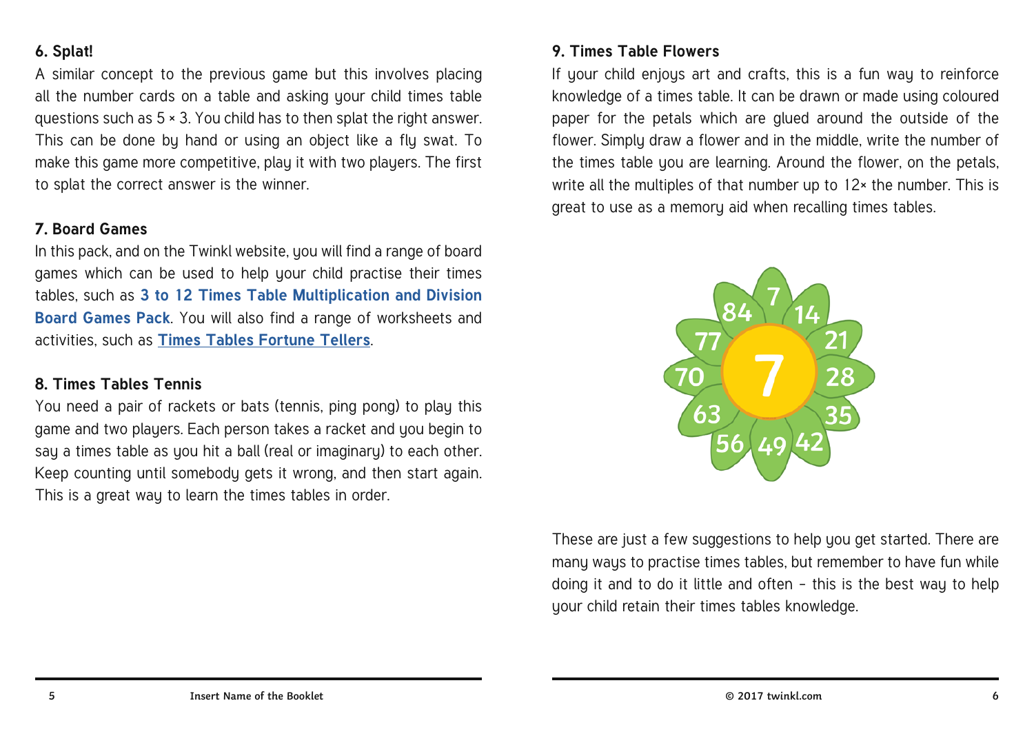### 6. Splat!

A similar concept to the previous game but this involves placing all the number cards on a table and asking your child times table questions such as 5 × 3. You child has to then splat the right answer. This can be done by hand or using an object like a fly swat. To make this game more competitive, play it with two players. The first to splat the correct answer is the winner.

### 7. Board Games

In this pack, and on the Twinkl website, you will find a range of board games which can be used to help your child practise their times tables, such as **3 to 12 Times Table Multiplication and Division Board Games Pack**. You will also find a range of worksheets and activities, such as **Times Tables Fortune Tellers**.

### 8. Times Tables Tennis

You need a pair of rackets or bats (tennis, ping pong) to play this game and two players. Each person takes a racket and you begin to say a times table as you hit a ball (real or imaginary) to each other. Keep counting until somebody gets it wrong, and then start again. This is a great way to learn the times tables in order.

### 9. Times Table Flowers

If your child enjoys art and crafts, this is a fun way to reinforce knowledge of a times table. It can be drawn or made using coloured paper for the petals which are glued around the outside of the flower. Simply draw a flower and in the middle, write the number of the times table you are learning. Around the flower, on the petals, write all the multiples of that number up to 12× the number. This is great to use as a memory aid when recalling times tables.

7

7 14 21 28 35 42 49 56 63 70 77 84

These are just a few suggestions to help you get started. There are many ways to practise times tables, but remember to have fun while doing it and to do it little and often – this is the best way to help your child retain their times tables knowledge.